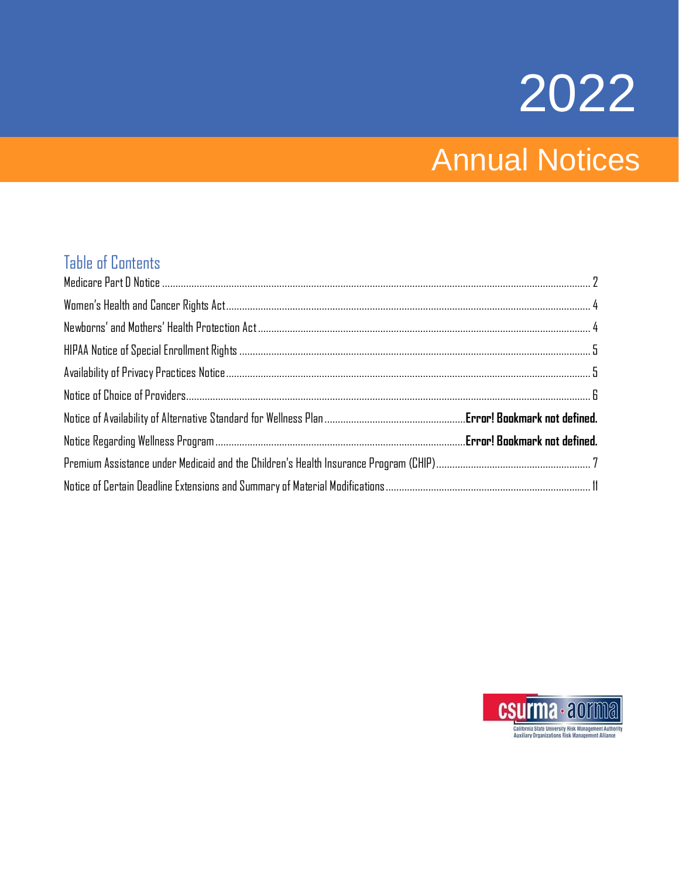# 2022

## Annual Notices

### Table of Contents

| | |
|---|---|
| Medicare Part D Notice | 2 |
| Women's Health and Cancer Rights Act | 4 |
| Newborns' and Mothers' Health Protection Act | 4 |
| HIPAA Notice of Special Enrollment Rights | 5 |
| Availability of Privacy Practices Notice | 5 |
| Notice of Choice of Providers | 6 |
| Notice of Availability of Alternative Standard for Wellness Plan | **Error! Bookmark not defined.** |
| Notice Regarding Wellness Program | **Error! Bookmark not defined.** |
| Premium Assistance under Medicaid and the Children's Health Insurance Program (CHIP) | 7 |
| Notice of Certain Deadline Extensions and Summary of Material Modifications | 11 |

csurma · aorma

California State University Risk Management Authority
Auxiliary Organizations Risk Management Alliance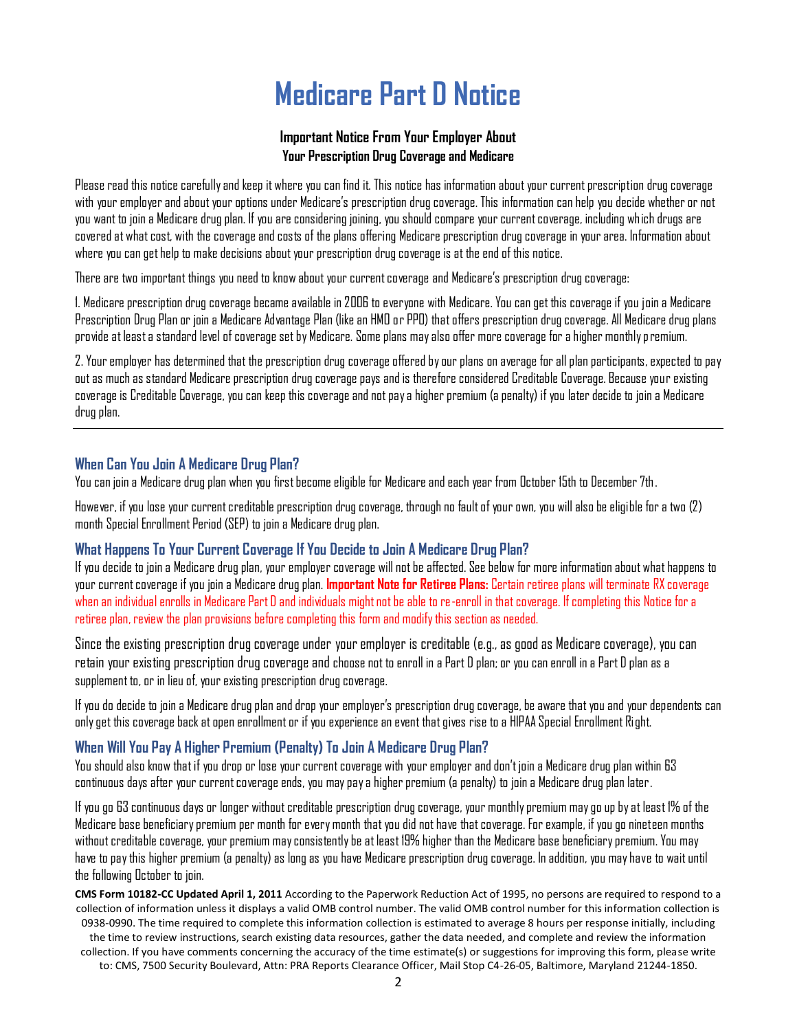# Medicare Part D Notice

### Important Notice From Your Employer About Your Prescription Drug Coverage and Medicare

Please read this notice carefully and keep it where you can find it. This notice has information about your current prescription drug coverage with your employer and about your options under Medicare's prescription drug coverage. This information can help you decide whether or not you want to join a Medicare drug plan. If you are considering joining, you should compare your current coverage, including which drugs are covered at what cost, with the coverage and costs of the plans offering Medicare prescription drug coverage in your area. Information about where you can get help to make decisions about your prescription drug coverage is at the end of this notice.

There are two important things you need to know about your current coverage and Medicare's prescription drug coverage:

1. Medicare prescription drug coverage became available in 2006 to everyone with Medicare. You can get this coverage if you join a Medicare Prescription Drug Plan or join a Medicare Advantage Plan (like an HMO or PPO) that offers prescription drug coverage. All Medicare drug plans provide at least a standard level of coverage set by Medicare. Some plans may also offer more coverage for a higher monthly premium.

2. Your employer has determined that the prescription drug coverage offered by our plans on average for all plan participants, expected to pay out as much as standard Medicare prescription drug coverage pays and is therefore considered Creditable Coverage. Because your existing coverage is Creditable Coverage, you can keep this coverage and not pay a higher premium (a penalty) if you later decide to join a Medicare drug plan.

---

### When Can You Join A Medicare Drug Plan?

You can join a Medicare drug plan when you first become eligible for Medicare and each year from October 15th to December 7th.

However, if you lose your current creditable prescription drug coverage, through no fault of your own, you will also be eligible for a two (2) month Special Enrollment Period (SEP) to join a Medicare drug plan.

### What Happens To Your Current Coverage If You Decide to Join A Medicare Drug Plan?

If you decide to join a Medicare drug plan, your employer coverage will not be affected. See below for more information about what happens to your current coverage if you join a Medicare drug plan. **Important Note for Retiree Plans:** Certain retiree plans will terminate RX coverage when an individual enrolls in Medicare Part D and individuals might not be able to re-enroll in that coverage. If completing this Notice for a retiree plan, review the plan provisions before completing this form and modify this section as needed.

Since the existing prescription drug coverage under your employer is creditable (e.g., as good as Medicare coverage), you can retain your existing prescription drug coverage and choose not to enroll in a Part D plan; or you can enroll in a Part D plan as a supplement to, or in lieu of, your existing prescription drug coverage.

If you do decide to join a Medicare drug plan and drop your employer's prescription drug coverage, be aware that you and your dependents can only get this coverage back at open enrollment or if you experience an event that gives rise to a HIPAA Special Enrollment Right.

### When Will You Pay A Higher Premium (Penalty) To Join A Medicare Drug Plan?

You should also know that if you drop or lose your current coverage with your employer and don't join a Medicare drug plan within 63 continuous days after your current coverage ends, you may pay a higher premium (a penalty) to join a Medicare drug plan later.

If you go 63 continuous days or longer without creditable prescription drug coverage, your monthly premium may go up by at least 1% of the Medicare base beneficiary premium per month for every month that you did not have that coverage. For example, if you go nineteen months without creditable coverage, your premium may consistently be at least 19% higher than the Medicare base beneficiary premium. You may have to pay this higher premium (a penalty) as long as you have Medicare prescription drug coverage. In addition, you may have to wait until the following October to join.

**CMS Form 10182-CC Updated April 1, 2011** According to the Paperwork Reduction Act of 1995, no persons are required to respond to a collection of information unless it displays a valid OMB control number. The valid OMB control number for this information collection is 0938-0990. The time required to complete this information collection is estimated to average 8 hours per response initially, including the time to review instructions, search existing data resources, gather the data needed, and complete and review the information collection. If you have comments concerning the accuracy of the time estimate(s) or suggestions for improving this form, please write to: CMS, 7500 Security Boulevard, Attn: PRA Reports Clearance Officer, Mail Stop C4-26-05, Baltimore, Maryland 21244-1850.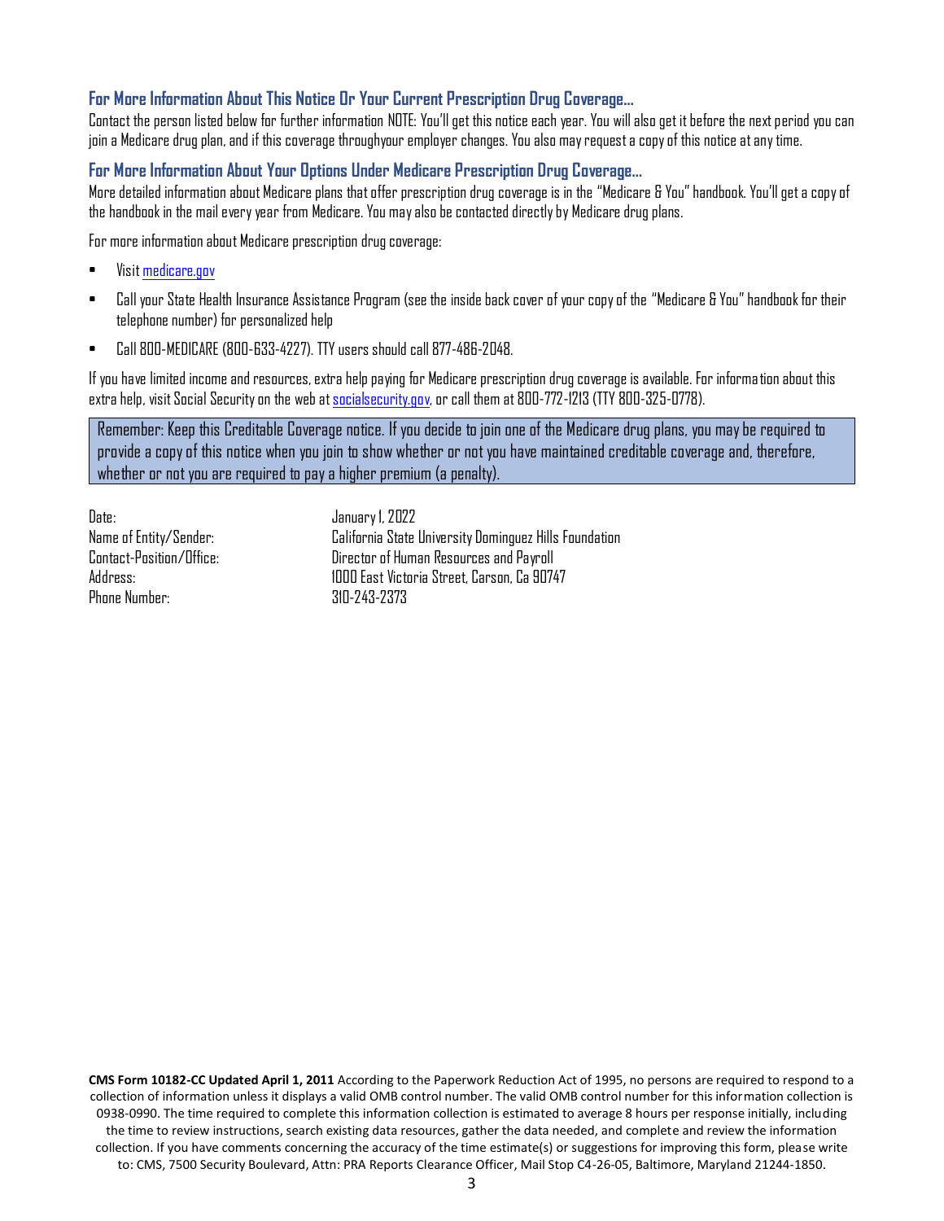### For More Information About This Notice Or Your Current Prescription Drug Coverage…

Contact the person listed below for further information NOTE: You'll get this notice each year. You will also get it before the next period you can join a Medicare drug plan, and if this coverage throughyour employer changes. You also may request a copy of this notice at any time.

### For More Information About Your Options Under Medicare Prescription Drug Coverage…

More detailed information about Medicare plans that offer prescription drug coverage is in the "Medicare & You" handbook. You'll get a copy of the handbook in the mail every year from Medicare. You may also be contacted directly by Medicare drug plans.

For more information about Medicare prescription drug coverage:

- Visit medicare.gov
- Call your State Health Insurance Assistance Program (see the inside back cover of your copy of the "Medicare & You" handbook for their telephone number) for personalized help
- Call 800-MEDICARE (800-633-4227). TTY users should call 877-486-2048.

If you have limited income and resources, extra help paying for Medicare prescription drug coverage is available. For information about this extra help, visit Social Security on the web at socialsecurity.gov, or call them at 800-772-1213 (TTY 800-325-0778).

Remember: Keep this Creditable Coverage notice. If you decide to join one of the Medicare drug plans, you may be required to provide a copy of this notice when you join to show whether or not you have maintained creditable coverage and, therefore, whether or not you are required to pay a higher premium (a penalty).

| | |
|---|---|
| Date: | January 1, 2022 |
| Name of Entity/Sender: | California State University Dominguez Hills Foundation |
| Contact-Position/Office: | Director of Human Resources and Payroll |
| Address: | 1000 East Victoria Street, Carson, Ca 90747 |
| Phone Number: | 310-243-2373 |

**CMS Form 10182-CC Updated April 1, 2011** According to the Paperwork Reduction Act of 1995, no persons are required to respond to a collection of information unless it displays a valid OMB control number. The valid OMB control number for this information collection is 0938-0990. The time required to complete this information collection is estimated to average 8 hours per response initially, including the time to review instructions, search existing data resources, gather the data needed, and complete and review the information collection. If you have comments concerning the accuracy of the time estimate(s) or suggestions for improving this form, please write to: CMS, 7500 Security Boulevard, Attn: PRA Reports Clearance Officer, Mail Stop C4-26-05, Baltimore, Maryland 21244-1850.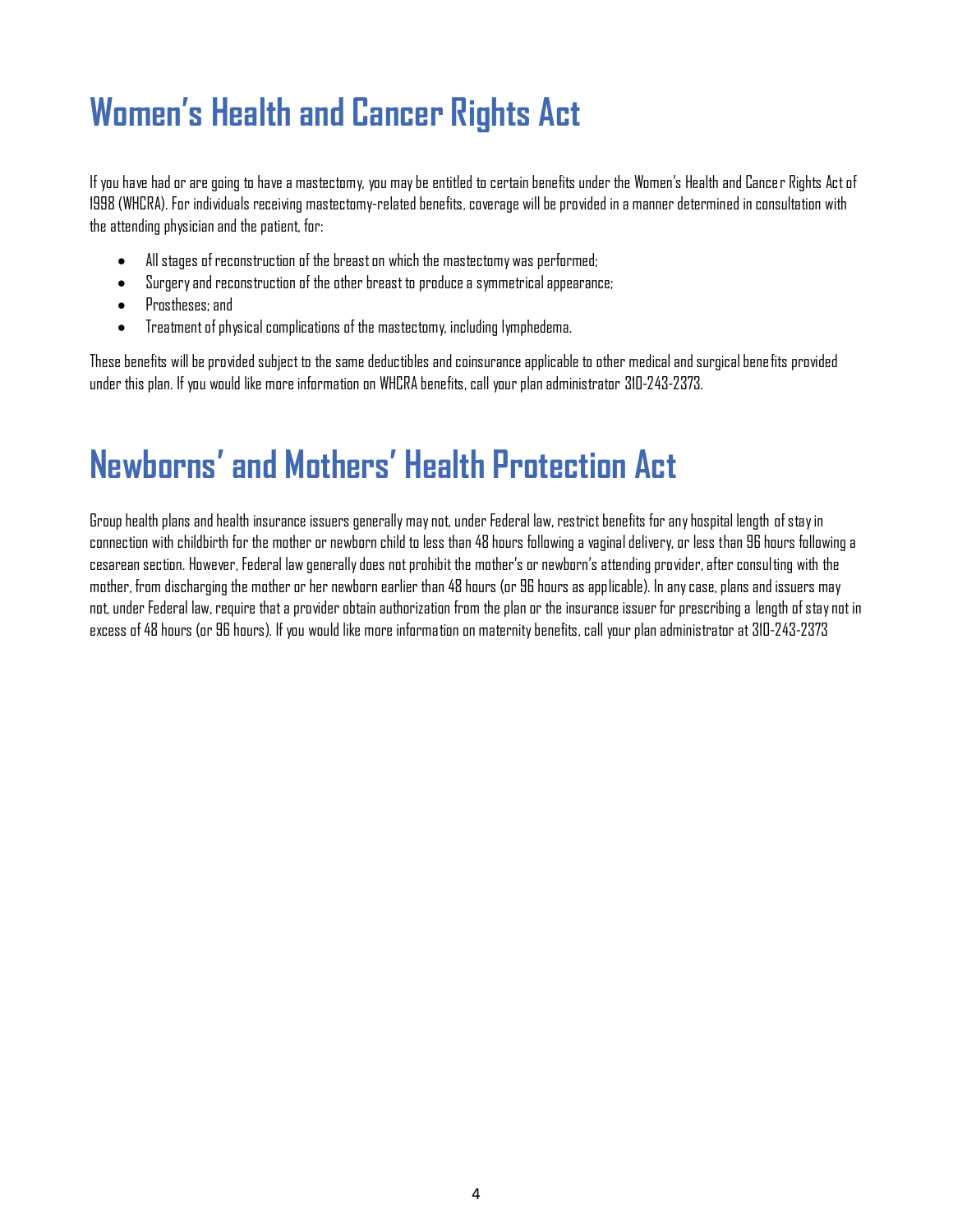# Women's Health and Cancer Rights Act

If you have had or are going to have a mastectomy, you may be entitled to certain benefits under the Women's Health and Cancer Rights Act of 1998 (WHCRA). For individuals receiving mastectomy-related benefits, coverage will be provided in a manner determined in consultation with the attending physician and the patient, for:

- All stages of reconstruction of the breast on which the mastectomy was performed;
- Surgery and reconstruction of the other breast to produce a symmetrical appearance;
- Prostheses; and
- Treatment of physical complications of the mastectomy, including lymphedema.

These benefits will be provided subject to the same deductibles and coinsurance applicable to other medical and surgical benefits provided under this plan. If you would like more information on WHCRA benefits, call your plan administrator 310-243-2373.

# Newborns' and Mothers' Health Protection Act

Group health plans and health insurance issuers generally may not, under Federal law, restrict benefits for any hospital length of stay in connection with childbirth for the mother or newborn child to less than 48 hours following a vaginal delivery, or less than 96 hours following a cesarean section. However, Federal law generally does not prohibit the mother's or newborn's attending provider, after consulting with the mother, from discharging the mother or her newborn earlier than 48 hours (or 96 hours as applicable). In any case, plans and issuers may not, under Federal law, require that a provider obtain authorization from the plan or the insurance issuer for prescribing a length of stay not in excess of 48 hours (or 96 hours). If you would like more information on maternity benefits, call your plan administrator at 310-243-2373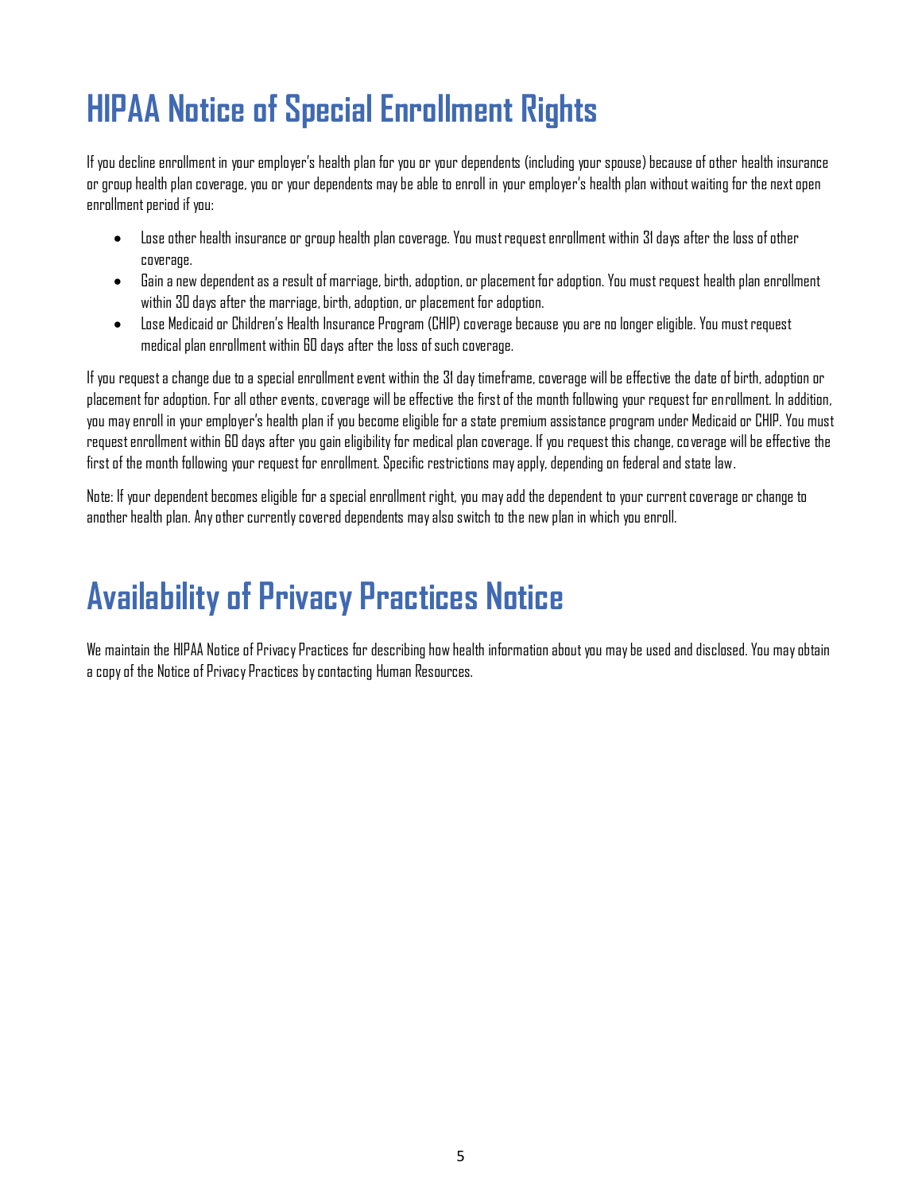# HIPAA Notice of Special Enrollment Rights

If you decline enrollment in your employer's health plan for you or your dependents (including your spouse) because of other health insurance or group health plan coverage, you or your dependents may be able to enroll in your employer's health plan without waiting for the next open enrollment period if you:

- Lose other health insurance or group health plan coverage. You must request enrollment within 31 days after the loss of other coverage.
- Gain a new dependent as a result of marriage, birth, adoption, or placement for adoption. You must request health plan enrollment within 30 days after the marriage, birth, adoption, or placement for adoption.
- Lose Medicaid or Children's Health Insurance Program (CHIP) coverage because you are no longer eligible. You must request medical plan enrollment within 60 days after the loss of such coverage.

If you request a change due to a special enrollment event within the 31 day timeframe, coverage will be effective the date of birth, adoption or placement for adoption. For all other events, coverage will be effective the first of the month following your request for enrollment. In addition, you may enroll in your employer's health plan if you become eligible for a state premium assistance program under Medicaid or CHIP. You must request enrollment within 60 days after you gain eligibility for medical plan coverage. If you request this change, coverage will be effective the first of the month following your request for enrollment. Specific restrictions may apply, depending on federal and state law.

Note: If your dependent becomes eligible for a special enrollment right, you may add the dependent to your current coverage or change to another health plan. Any other currently covered dependents may also switch to the new plan in which you enroll.

# Availability of Privacy Practices Notice

We maintain the HIPAA Notice of Privacy Practices for describing how health information about you may be used and disclosed. You may obtain a copy of the Notice of Privacy Practices by contacting Human Resources.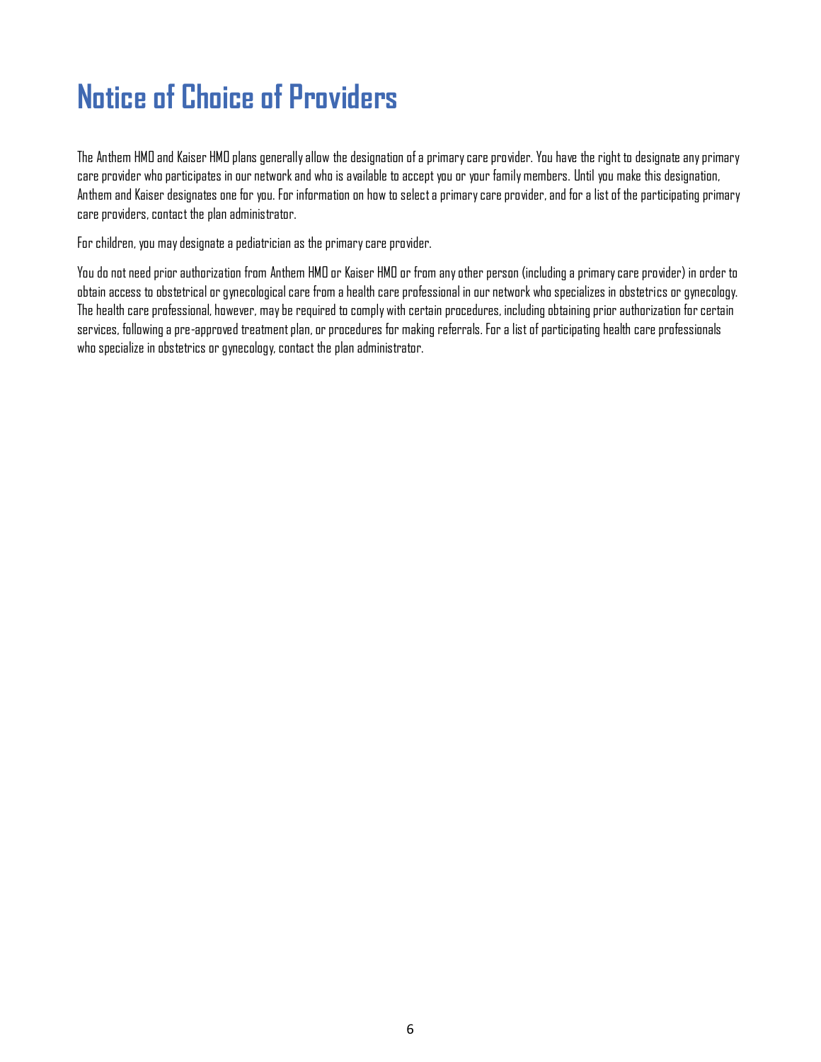# Notice of Choice of Providers

The Anthem HMO and Kaiser HMO plans generally allow the designation of a primary care provider. You have the right to designate any primary care provider who participates in our network and who is available to accept you or your family members. Until you make this designation, Anthem and Kaiser designates one for you. For information on how to select a primary care provider, and for a list of the participating primary care providers, contact the plan administrator.

For children, you may designate a pediatrician as the primary care provider.

You do not need prior authorization from Anthem HMO or Kaiser HMO or from any other person (including a primary care provider) in order to obtain access to obstetrical or gynecological care from a health care professional in our network who specializes in obstetrics or gynecology. The health care professional, however, may be required to comply with certain procedures, including obtaining prior authorization for certain services, following a pre-approved treatment plan, or procedures for making referrals. For a list of participating health care professionals who specialize in obstetrics or gynecology, contact the plan administrator.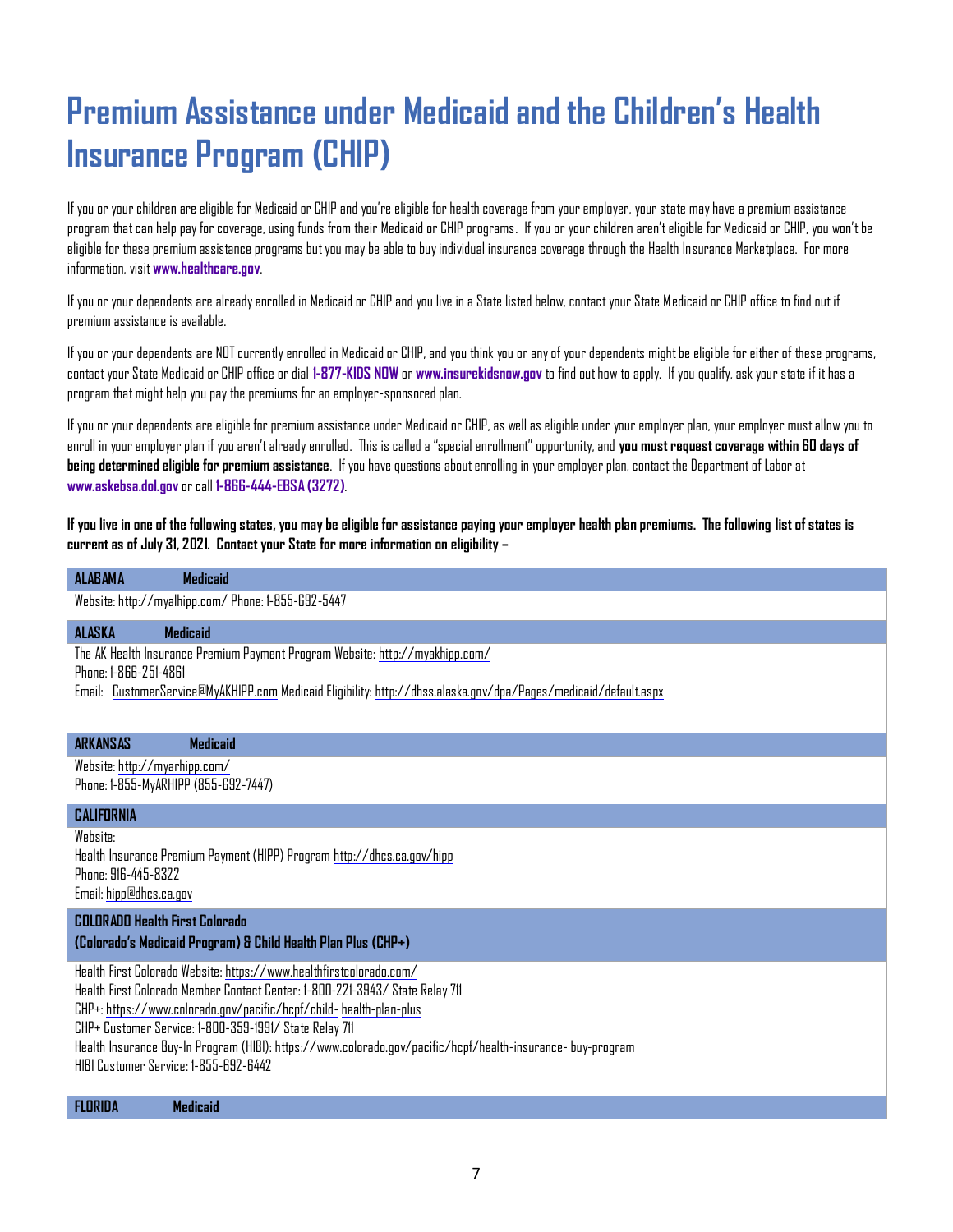# Premium Assistance under Medicaid and the Children's Health Insurance Program (CHIP)

If you or your children are eligible for Medicaid or CHIP and you're eligible for health coverage from your employer, your state may have a premium assistance program that can help pay for coverage, using funds from their Medicaid or CHIP programs. If you or your children aren't eligible for Medicaid or CHIP, you won't be eligible for these premium assistance programs but you may be able to buy individual insurance coverage through the Health Insurance Marketplace. For more information, visit **www.healthcare.gov**.

If you or your dependents are already enrolled in Medicaid or CHIP and you live in a State listed below, contact your State Medicaid or CHIP office to find out if premium assistance is available.

If you or your dependents are NOT currently enrolled in Medicaid or CHIP, and you think you or any of your dependents might be eligible for either of these programs, contact your State Medicaid or CHIP office or dial **1-877-KIDS NOW** or **www.insurekidsnow.gov** to find out how to apply. If you qualify, ask your state if it has a program that might help you pay the premiums for an employer-sponsored plan.

If you or your dependents are eligible for premium assistance under Medicaid or CHIP, as well as eligible under your employer plan, your employer must allow you to enroll in your employer plan if you aren't already enrolled. This is called a "special enrollment" opportunity, and **you must request coverage within 60 days of being determined eligible for premium assistance**. If you have questions about enrolling in your employer plan, contact the Department of Labor at **www.askebsa.dol.gov** or call **1-866-444-EBSA (3272)**.

---

**If you live in one of the following states, you may be eligible for assistance paying your employer health plan premiums. The following list of states is current as of July 31, 2021. Contact your State for more information on eligibility –**

| **ALABAMA – Medicaid** |
|---|
| Website: http://myalhipp.com/ Phone: 1-855-692-5447 |
| **ALASKA – Medicaid** |
| The AK Health Insurance Premium Payment Program Website: http://myakhipp.com/<br>Phone: 1-866-251-4861<br>Email: CustomerService@MyAKHIPP.com Medicaid Eligibility: http://dhss.alaska.gov/dpa/Pages/medicaid/default.aspx |
| **ARKANSAS – Medicaid** |
| Website: http://myarhipp.com/<br>Phone: 1-855-MyARHIPP (855-692-7447) |
| **CALIFORNIA** |
| Website:<br>Health Insurance Premium Payment (HIPP) Program http://dhcs.ca.gov/hipp<br>Phone: 916-445-8322<br>Email: hipp@dhcs.ca.gov |
| **COLORADO Health First Colorado (Colorado's Medicaid Program) & Child Health Plan Plus (CHP+)** |
| Health First Colorado Website: https://www.healthfirstcolorado.com/<br>Health First Colorado Member Contact Center: 1-800-221-3943/ State Relay 711<br>CHP+: https://www.colorado.gov/pacific/hcpf/child- health-plan-plus<br>CHP+ Customer Service: 1-800-359-1991/ State Relay 711<br>Health Insurance Buy-In Program (HIBI): https://www.colorado.gov/pacific/hcpf/health-insurance- buy-program<br>HIBI Customer Service: 1-855-692-6442 |
| **FLORIDA – Medicaid** |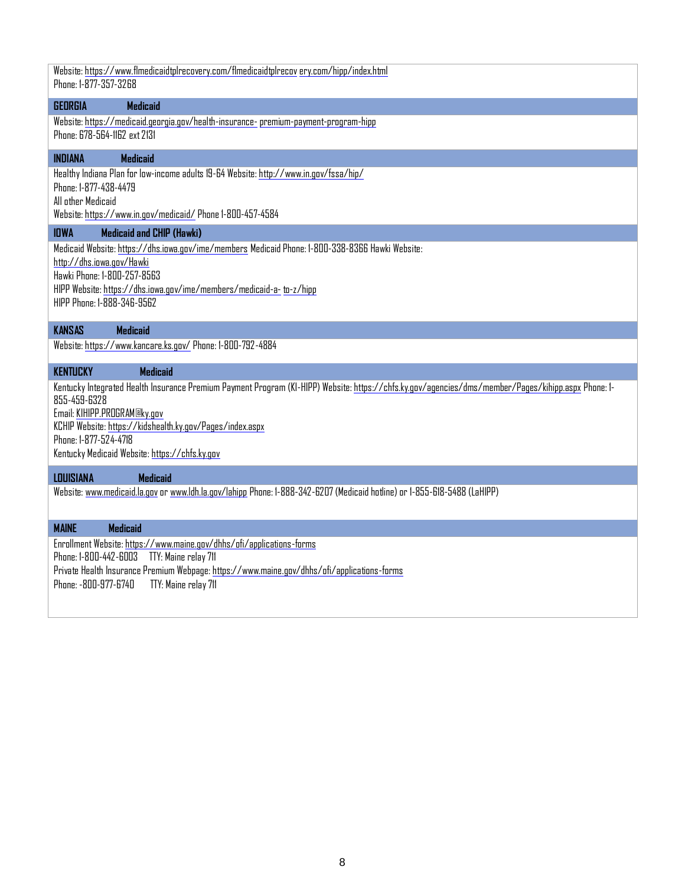Website: https://www.flmedicaidtplrecovery.com/flmedicaidtplrecov ery.com/hipp/index.html
Phone: 1-877-357-3268

**GEORGIA Medicaid**

Website: https://medicaid.georgia.gov/health-insurance- premium-payment-program-hipp
Phone: 678-564-1162 ext 2131

**INDIANA Medicaid**

Healthy Indiana Plan for low-income adults 19-64 Website: http://www.in.gov/fssa/hip/
Phone: 1-877-438-4479
All other Medicaid
Website: https://www.in.gov/medicaid/ Phone 1-800-457-4584

**IOWA Medicaid and CHIP (Hawki)**

Medicaid Website: https://dhs.iowa.gov/ime/members Medicaid Phone: 1-800-338-8366 Hawki Website: http://dhs.iowa.gov/Hawki
Hawki Phone: 1-800-257-8563
HIPP Website: https://dhs.iowa.gov/ime/members/medicaid-a- to-z/hipp
HIPP Phone: 1-888-346-9562

**KANSAS Medicaid**

Website: https://www.kancare.ks.gov/ Phone: 1-800-792-4884

**KENTUCKY Medicaid**

Kentucky Integrated Health Insurance Premium Payment Program (KI-HIPP) Website: https://chfs.ky.gov/agencies/dms/member/Pages/kihipp.aspx Phone: 1-855-459-6328
Email: KIHIPP.PROGRAM@ky.gov
KCHIP Website: https://kidshealth.ky.gov/Pages/index.aspx
Phone: 1-877-524-4718
Kentucky Medicaid Website: https://chfs.ky.gov

**LOUISIANA Medicaid**

Website: www.medicaid.la.gov or www.ldh.la.gov/lahipp Phone: 1-888-342-6207 (Medicaid hotline) or 1-855-618-5488 (LaHIPP)

**MAINE Medicaid**

Enrollment Website: https://www.maine.gov/dhhs/ofi/applications-forms
Phone: 1-800-442-6003 TTY: Maine relay 711
Private Health Insurance Premium Webpage: https://www.maine.gov/dhhs/ofi/applications-forms
Phone: -800-977-6740 TTY: Maine relay 711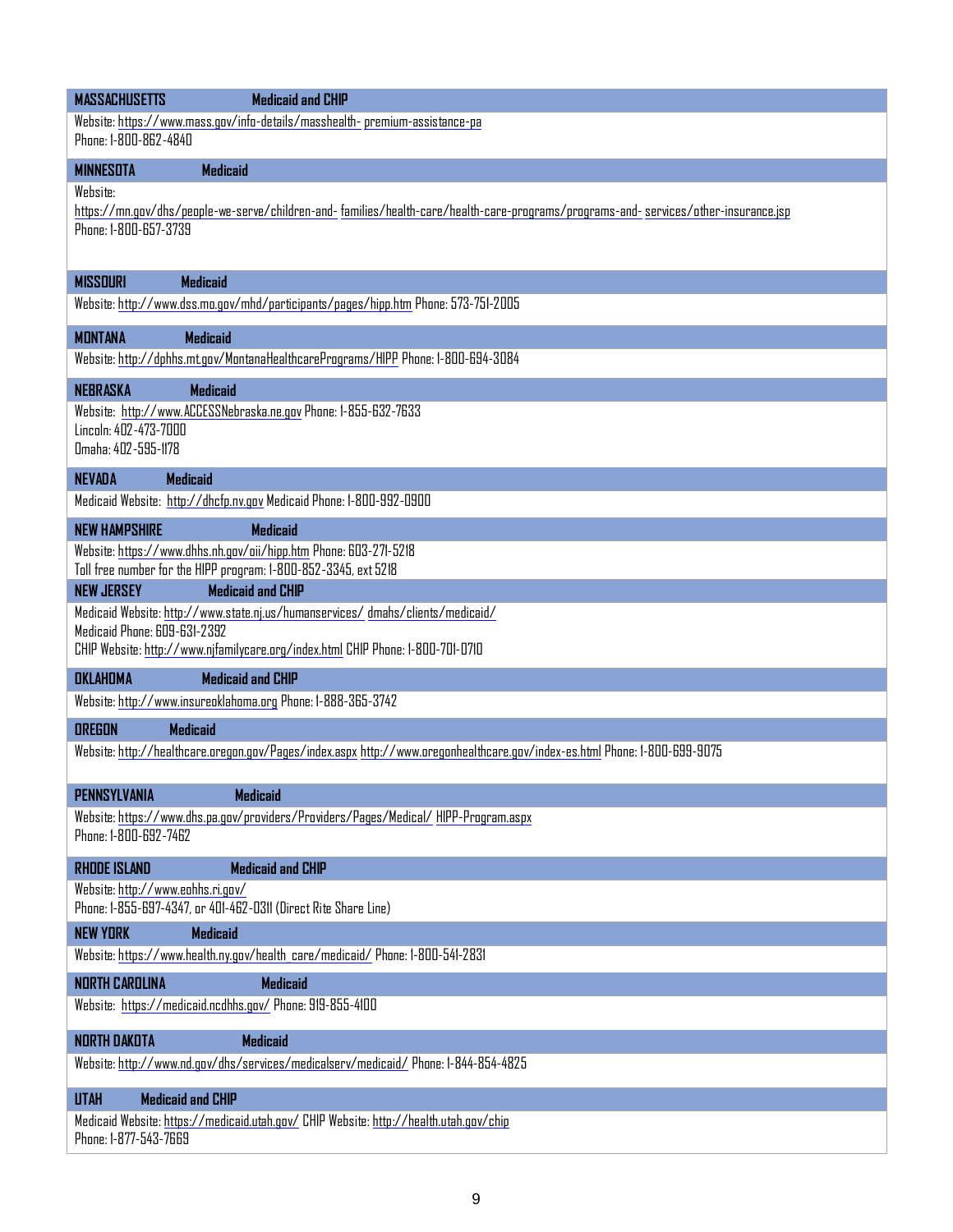| MASSACHUSETTS – Medicaid and CHIP |
| --- |
| Website: https://www.mass.gov/info-details/masshealth- premium-assistance-pa<br>Phone: 1-800-862-4840 |

| MINNESOTA – Medicaid |
| --- |
| Website:<br>https://mn.gov/dhs/people-we-serve/children-and- families/health-care/health-care-programs/programs-and- services/other-insurance.jsp<br>Phone: 1-800-657-3739 |

| MISSOURI – Medicaid |
| --- |
| Website: http://www.dss.mo.gov/mhd/participants/pages/hipp.htm Phone: 573-751-2005 |

| MONTANA – Medicaid |
| --- |
| Website: http://dphhs.mt.gov/MontanaHealthcarePrograms/HIPP Phone: 1-800-694-3084 |

| NEBRASKA – Medicaid |
| --- |
| Website: http://www.ACCESSNebraska.ne.gov Phone: 1-855-632-7633<br>Lincoln: 402-473-7000<br>Omaha: 402-595-1178 |

| NEVADA – Medicaid |
| --- |
| Medicaid Website: http://dhcfp.nv.gov Medicaid Phone: 1-800-992-0900 |

| NEW HAMPSHIRE – Medicaid |
| --- |
| Website: https://www.dhhs.nh.gov/oii/hipp.htm Phone: 603-271-5218<br>Toll free number for the HIPP program: 1-800-852-3345, ext 5218 |

| NEW JERSEY – Medicaid and CHIP |
| --- |
| Medicaid Website: http://www.state.nj.us/humanservices/ dmahs/clients/medicaid/<br>Medicaid Phone: 609-631-2392<br>CHIP Website: http://www.njfamilycare.org/index.html CHIP Phone: 1-800-701-0710 |

| OKLAHOMA – Medicaid and CHIP |
| --- |
| Website: http://www.insureoklahoma.org Phone: 1-888-365-3742 |

| OREGON – Medicaid |
| --- |
| Website: http://healthcare.oregon.gov/Pages/index.aspx http://www.oregonhealthcare.gov/index-es.html Phone: 1-800-699-9075 |

| PENNSYLVANIA – Medicaid |
| --- |
| Website: https://www.dhs.pa.gov/providers/Providers/Pages/Medical/ HIPP-Program.aspx<br>Phone: 1-800-692-7462 |

| RHODE ISLAND – Medicaid and CHIP |
| --- |
| Website: http://www.eohhs.ri.gov/<br>Phone: 1-855-697-4347, or 401-462-0311 (Direct Rite Share Line) |

| NEW YORK – Medicaid |
| --- |
| Website: https://www.health.ny.gov/health_care/medicaid/ Phone: 1-800-541-2831 |

| NORTH CAROLINA – Medicaid |
| --- |
| Website: https://medicaid.ncdhhs.gov/ Phone: 919-855-4100 |

| NORTH DAKOTA – Medicaid |
| --- |
| Website: http://www.nd.gov/dhs/services/medicalserv/medicaid/ Phone: 1-844-854-4825 |

| UTAH – Medicaid and CHIP |
| --- |
| Medicaid Website: https://medicaid.utah.gov/ CHIP Website: http://health.utah.gov/chip<br>Phone: 1-877-543-7669 |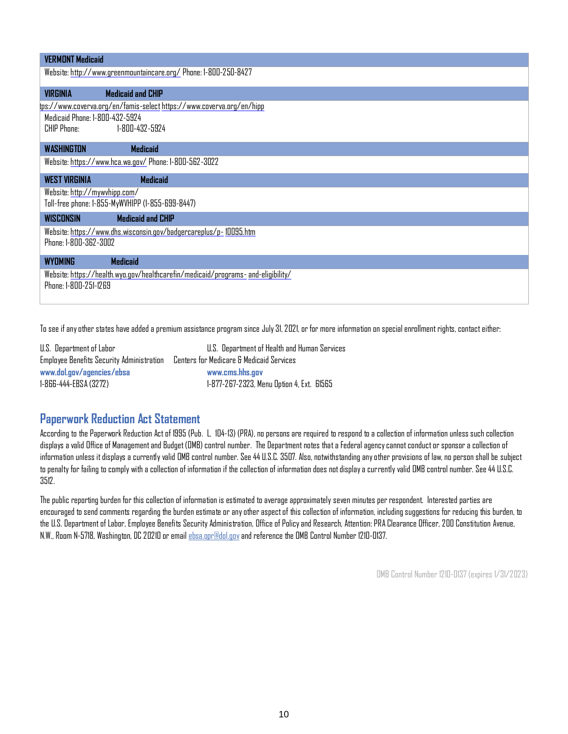| VERMONT Medicaid |
|---|
| Website: http://www.greenmountaincare.org/ Phone: 1-800-250-8427 |

| VIRGINIA – Medicaid and CHIP |
|---|
| tps://www.coverva.org/en/famis-select https://www.coverva.org/en/hipp<br>Medicaid Phone: 1-800-432-5924<br>CHIP Phone: 1-800-432-5924 |

| WASHINGTON – Medicaid |
|---|
| Website: https://www.hca.wa.gov/ Phone: 1-800-562-3022 |

| WEST VIRGINIA – Medicaid |
|---|
| Website: http://mywvhipp.com/<br>Toll-free phone: 1-855-MyWVHIPP (1-855-699-8447) |

| WISCONSIN – Medicaid and CHIP |
|---|
| Website: https://www.dhs.wisconsin.gov/badgercareplus/p- 10095.htm<br>Phone: 1-800-362-3002 |

| WYOMING – Medicaid |
|---|
| Website: https://health.wyo.gov/healthcarefin/medicaid/programs- and-eligibility/<br>Phone: 1-800-251-1269 |

To see if any other states have added a premium assistance program since July 31, 2021, or for more information on special enrollment rights, contact either:

| U.S. Department of Labor | U.S. Department of Health and Human Services |
|---|---|
| Employee Benefits Security Administration | Centers for Medicare & Medicaid Services |
| **www.dol.gov/agencies/ebsa** | **www.cms.hhs.gov** |
| 1-866-444-EBSA (3272) | 1-877-267-2323, Menu Option 4, Ext. 61565 |

## Paperwork Reduction Act Statement

According to the Paperwork Reduction Act of 1995 (Pub. L. 104-13) (PRA), no persons are required to respond to a collection of information unless such collection displays a valid Office of Management and Budget (OMB) control number. The Department notes that a Federal agency cannot conduct or sponsor a collection of information unless it displays a currently valid OMB control number. See 44 U.S.C. 3507. Also, notwithstanding any other provisions of law, no person shall be subject to penalty for failing to comply with a collection of information if the collection of information does not display a currently valid OMB control number. See 44 U.S.C. 3512.

The public reporting burden for this collection of information is estimated to average approximately seven minutes per respondent. Interested parties are encouraged to send comments regarding the burden estimate or any other aspect of this collection of information, including suggestions for reducing this burden, to the U.S. Department of Labor, Employee Benefits Security Administration, Office of Policy and Research, Attention: PRA Clearance Officer, 200 Constitution Avenue, N.W., Room N-5718, Washington, DC 20210 or email ebsa.opr@dol.gov and reference the OMB Control Number 1210-0137.

OMB Control Number 1210-0137 (expires 1/31/2023)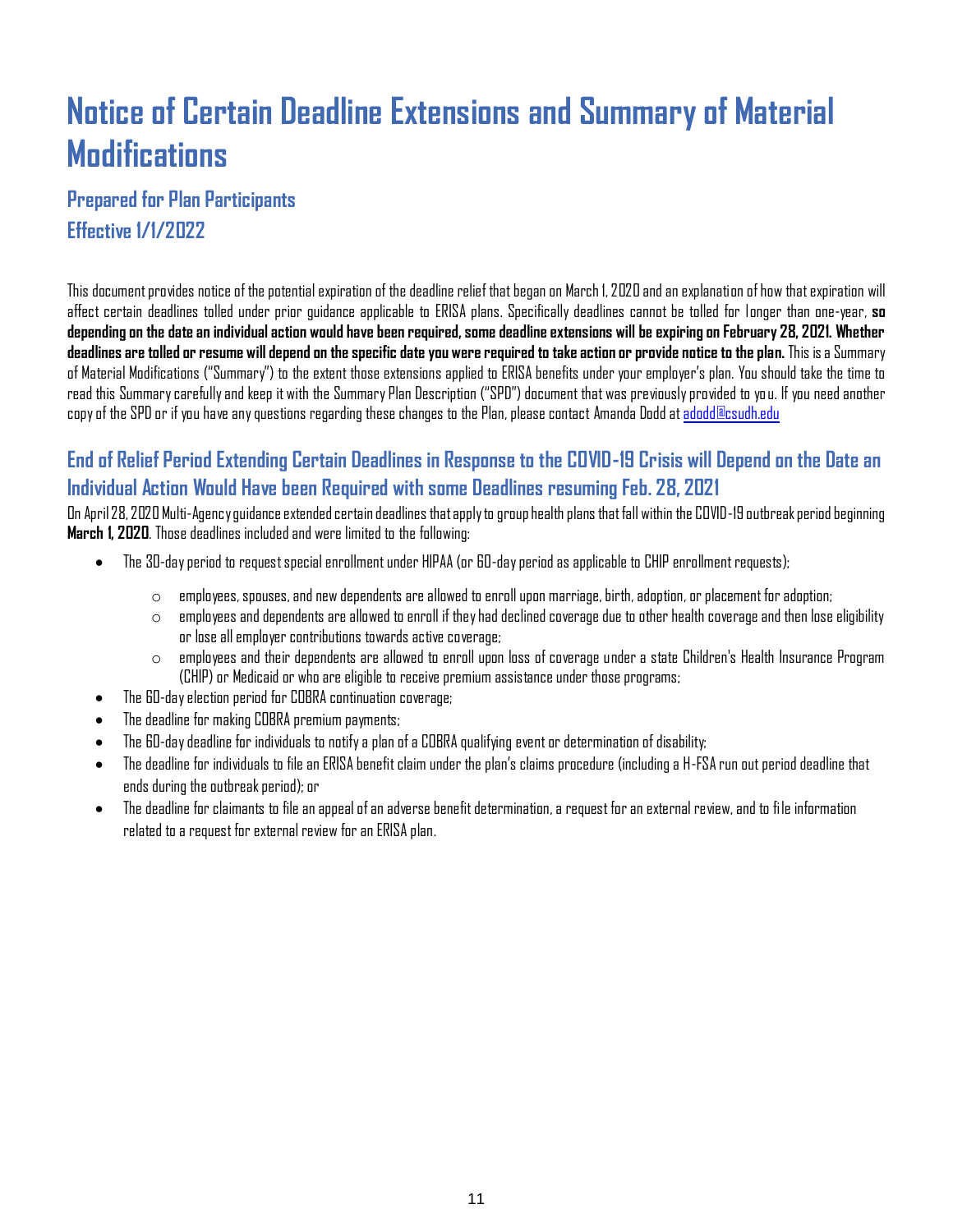# Notice of Certain Deadline Extensions and Summary of Material Modifications

### Prepared for Plan Participants

### Effective 1/1/2022

This document provides notice of the potential expiration of the deadline relief that began on March 1, 2020 and an explanation of how that expiration will affect certain deadlines tolled under prior guidance applicable to ERISA plans. Specifically deadlines cannot be tolled for longer than one-year, **so depending on the date an individual action would have been required, some deadline extensions will be expiring on February 28, 2021. Whether deadlines are tolled or resume will depend on the specific date you were required to take action or provide notice to the plan.** This is a Summary of Material Modifications ("Summary") to the extent those extensions applied to ERISA benefits under your employer's plan. You should take the time to read this Summary carefully and keep it with the Summary Plan Description ("SPD") document that was previously provided to you. If you need another copy of the SPD or if you have any questions regarding these changes to the Plan, please contact Amanda Dodd at adodd@csudh.edu

## End of Relief Period Extending Certain Deadlines in Response to the COVID-19 Crisis will Depend on the Date an Individual Action Would Have been Required with some Deadlines resuming Feb. 28, 2021

On April 28, 2020 Multi-Agency guidance extended certain deadlines that apply to group health plans that fall within the COVID-19 outbreak period beginning **March 1, 2020**. Those deadlines included and were limited to the following:

- The 30-day period to request special enrollment under HIPAA (or 60-day period as applicable to CHIP enrollment requests);
  - employees, spouses, and new dependents are allowed to enroll upon marriage, birth, adoption, or placement for adoption;
  - employees and dependents are allowed to enroll if they had declined coverage due to other health coverage and then lose eligibility or lose all employer contributions towards active coverage;
  - employees and their dependents are allowed to enroll upon loss of coverage under a state Children's Health Insurance Program (CHIP) or Medicaid or who are eligible to receive premium assistance under those programs;
- The 60-day election period for COBRA continuation coverage;
- The deadline for making COBRA premium payments;
- The 60-day deadline for individuals to notify a plan of a COBRA qualifying event or determination of disability;
- The deadline for individuals to file an ERISA benefit claim under the plan's claims procedure (including a H-FSA run out period deadline that ends during the outbreak period); or
- The deadline for claimants to file an appeal of an adverse benefit determination, a request for an external review, and to file information related to a request for external review for an ERISA plan.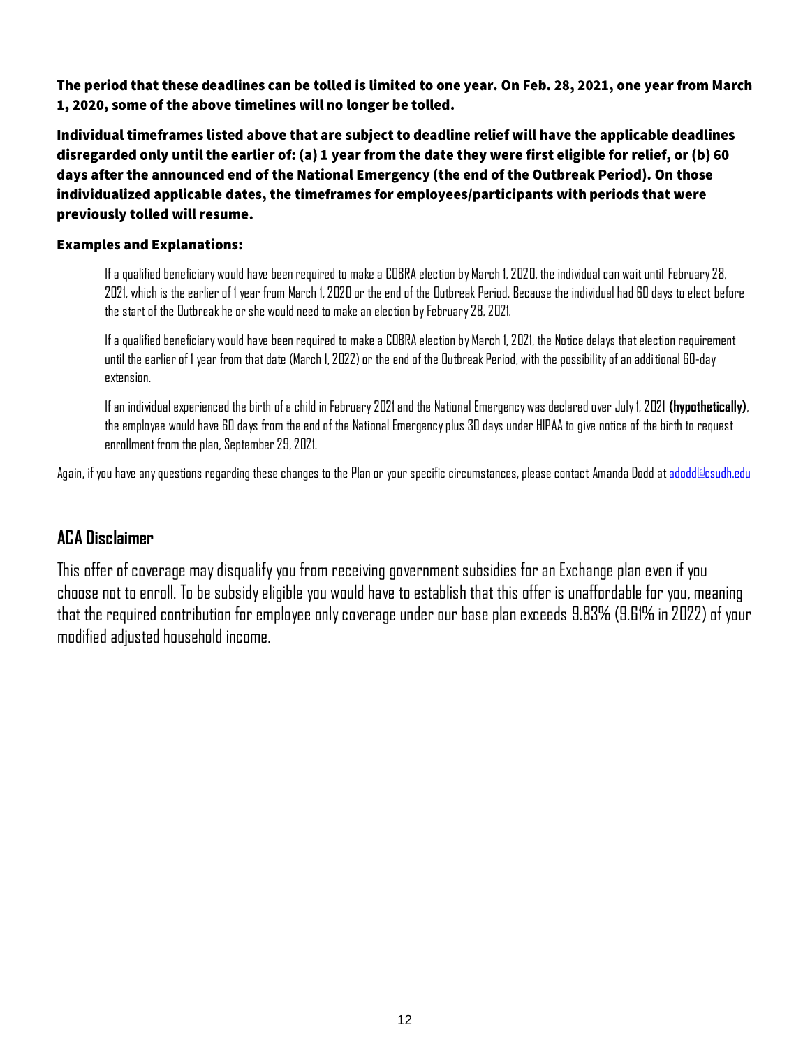**The period that these deadlines can be tolled is limited to one year. On Feb. 28, 2021, one year from March 1, 2020, some of the above timelines will no longer be tolled.**

**Individual timeframes listed above that are subject to deadline relief will have the applicable deadlines disregarded only until the earlier of: (a) 1 year from the date they were first eligible for relief, or (b) 60 days after the announced end of the National Emergency (the end of the Outbreak Period). On those individualized applicable dates, the timeframes for employees/participants with periods that were previously tolled will resume.**

**Examples and Explanations:**

If a qualified beneficiary would have been required to make a COBRA election by March 1, 2020, the individual can wait until February 28, 2021, which is the earlier of 1 year from March 1, 2020 or the end of the Outbreak Period. Because the individual had 60 days to elect before the start of the Outbreak he or she would need to make an election by February 28, 2021.

If a qualified beneficiary would have been required to make a COBRA election by March 1, 2021, the Notice delays that election requirement until the earlier of 1 year from that date (March 1, 2022) or the end of the Outbreak Period, with the possibility of an additional 60-day extension.

If an individual experienced the birth of a child in February 2021 and the National Emergency was declared over July 1, 2021 **(hypothetically)**, the employee would have 60 days from the end of the National Emergency plus 30 days under HIPAA to give notice of the birth to request enrollment from the plan, September 29, 2021.

Again, if you have any questions regarding these changes to the Plan or your specific circumstances, please contact Amanda Dodd at adodd@csudh.edu

## ACA Disclaimer

This offer of coverage may disqualify you from receiving government subsidies for an Exchange plan even if you choose not to enroll. To be subsidy eligible you would have to establish that this offer is unaffordable for you, meaning that the required contribution for employee only coverage under our base plan exceeds 9.83% (9.61% in 2022) of your modified adjusted household income.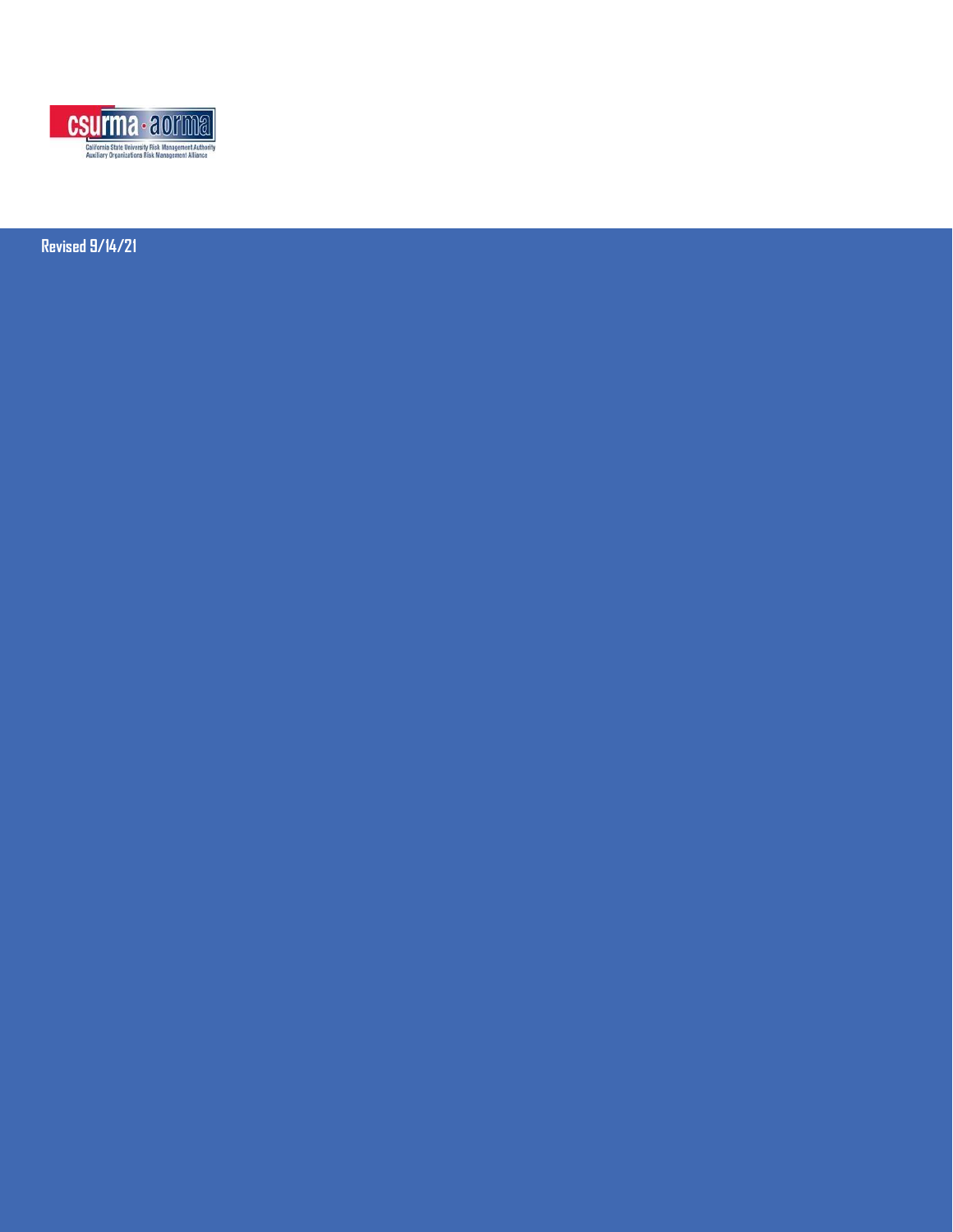csurma · aorma

California State University Risk Management Authority
Auxiliary Organizations Risk Management Alliance

**Revised 9/14/21**